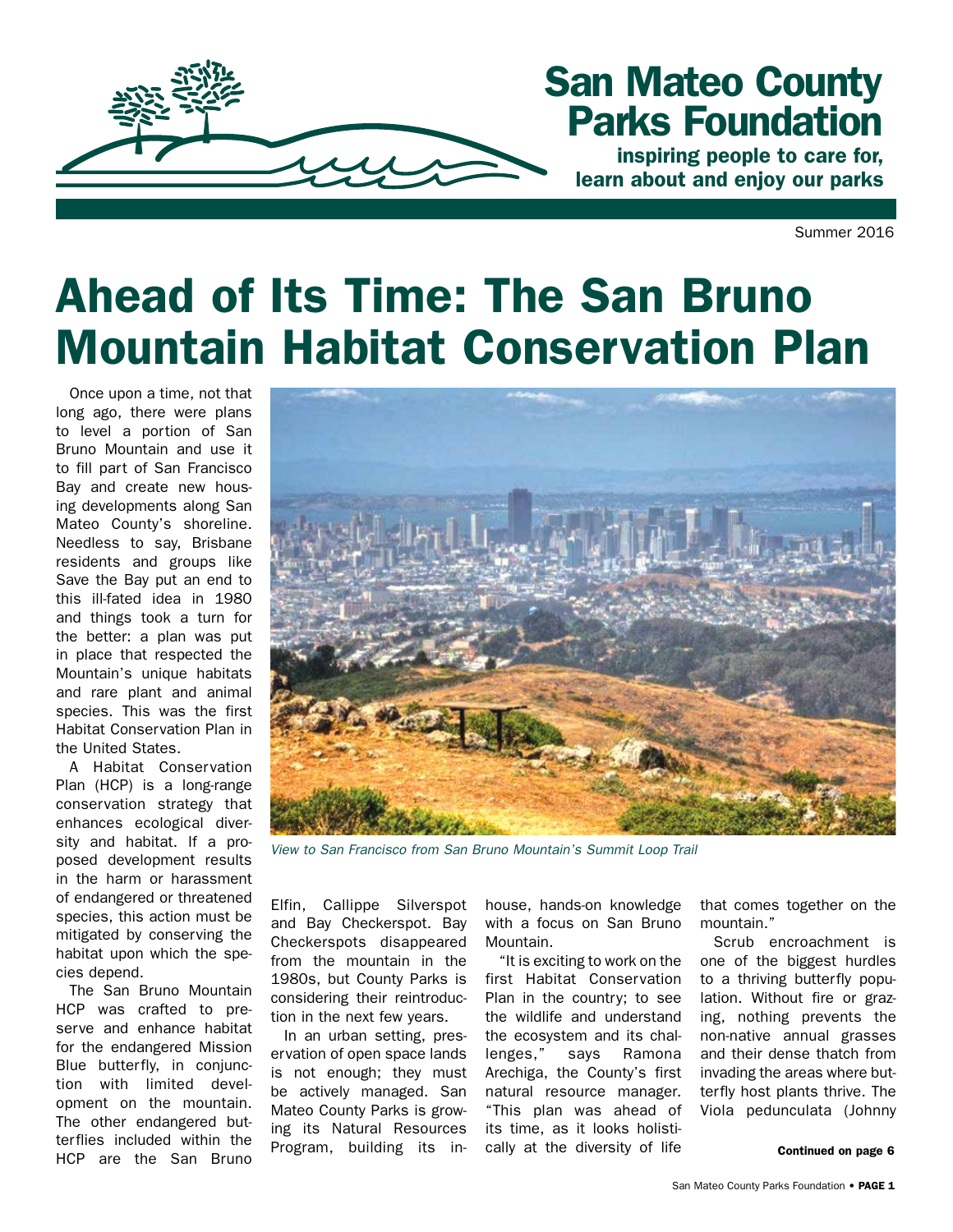# San Mateo County Parks Foundation

**inspiring people to care for, learn about and enjoy our parks**

Summer 2016

# Ahead of Its Time: The San Bruno Mountain Habitat Conservation Plan

Once upon a time, not that long ago, there were plans to level a portion of San Bruno Mountain and use it to fill part of San Francisco Bay and create new housing developments along San Mateo County's shoreline. Needless to say, Brisbane residents and groups like Save the Bay put an end to this ill-fated idea in 1980 and things took a turn for the better: a plan was put in place that respected the Mountain's unique habitats and rare plant and animal species. This was the first Habitat Conservation Plan in the United States.

A Habitat Conservation Plan (HCP) is a long-range conservation strategy that enhances ecological diversity and habitat. If a proposed development results in the harm or harassment of endangered or threatened species, this action must be mitigated by conserving the habitat upon which the species depend.

The San Bruno Mountain HCP was crafted to preserve and enhance habitat for the endangered Mission Blue butterfly, in conjunction with limited development on the mountain. The other endangered butterflies included within the HCP are the San Bruno Elfin, Callippe Silverspot and Bay Checkerspot. Bay Checkerspots disappeared from the mountain in the 1980s, but County Parks is considering their reintroduction in the next few years.

*View to San Francisco from San Bruno Mountain's Summit Loop Trail*

In an urban setting, preservation of open space lands is not enough; they must be actively managed. San Mateo County Parks is growing its Natural Resources Program, building its in-house, hands-on knowledge with a focus on San Bruno Mountain.

"It is exciting to work on the first Habitat Conservation Plan in the country; to see the wildlife and understand the ecosystem and its challenges," says Ramona Arechiga, the County's first natural resource manager. "This plan was ahead of its time, as it looks holistically at the diversity of life that comes together on the mountain."

Scrub encroachment is one of the biggest hurdles to a thriving butterfly population. Without fire or grazing, nothing prevents the non-native annual grasses and their dense thatch from invading the areas where butterfly host plants thrive. The Viola pedunculata (Johnny

**Continued on page 6**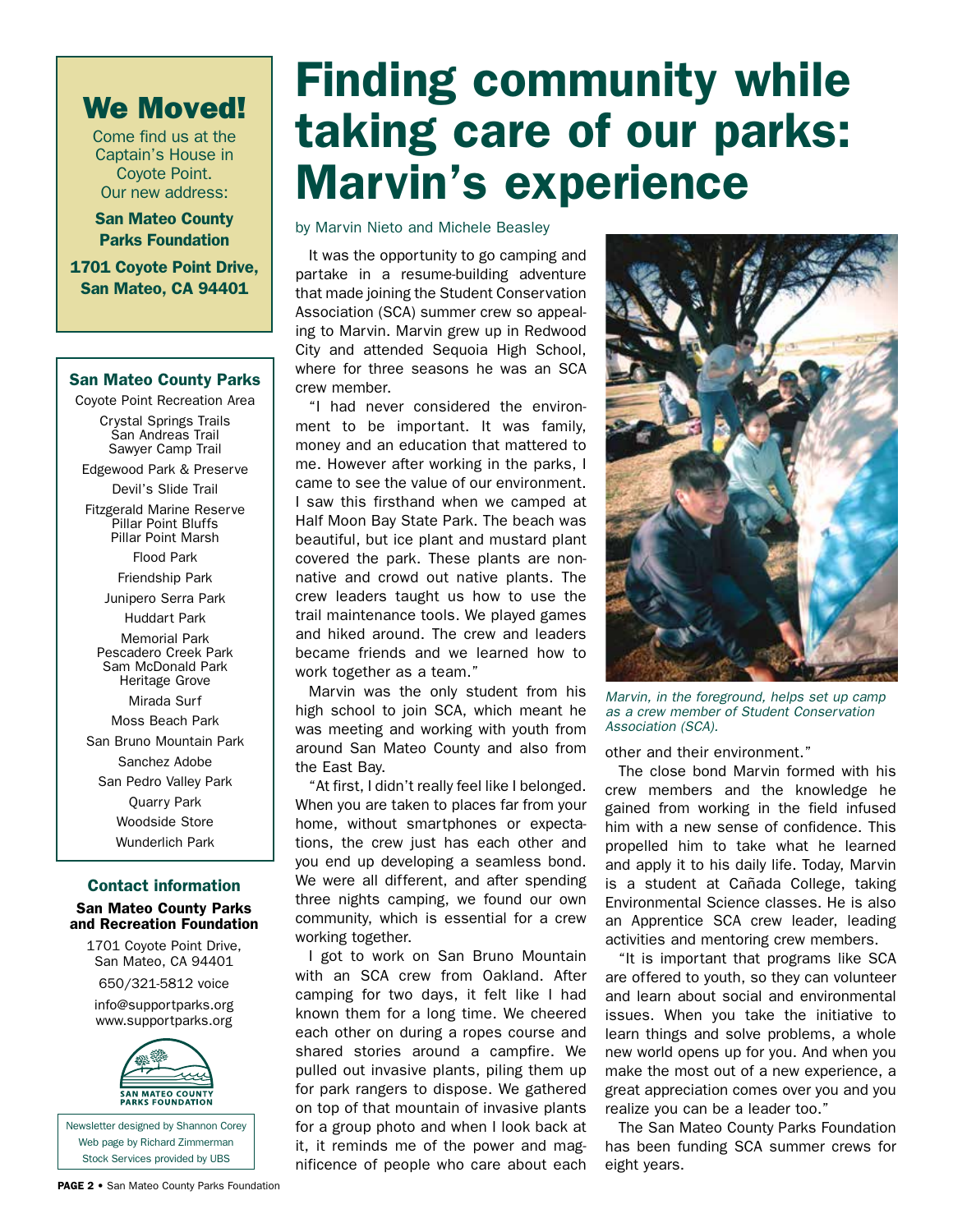# Finding community while taking care of our parks: Marvin's experience

by Marvin Nieto and Michele Beasley

It was the opportunity to go camping and partake in a resume-building adventure that made joining the Student Conservation Association (SCA) summer crew so appealing to Marvin. Marvin grew up in Redwood City and attended Sequoia High School, where for three seasons he was an SCA crew member.

"I had never considered the environment to be important. It was family, money and an education that mattered to me. However after working in the parks, I came to see the value of our environment. I saw this firsthand when we camped at Half Moon Bay State Park. The beach was beautiful, but ice plant and mustard plant covered the park. These plants are non-native and crowd out native plants. The crew leaders taught us how to use the trail maintenance tools. We played games and hiked around. The crew and leaders became friends and we learned how to work together as a team."

Marvin was the only student from his high school to join SCA, which meant he was meeting and working with youth from around San Mateo County and also from the East Bay.

"At first, I didn't really feel like I belonged. When you are taken to places far from your home, without smartphones or expectations, the crew just has each other and you end up developing a seamless bond. We were all different, and after spending three nights camping, we found our own community, which is essential for a crew working together.

I got to work on San Bruno Mountain with an SCA crew from Oakland. After camping for two days, it felt like I had known them for a long time. We cheered each other on during a ropes course and shared stories around a campfire. We pulled out invasive plants, piling them up for park rangers to dispose. We gathered on top of that mountain of invasive plants for a group photo and when I look back at it, it reminds me of the power and magnificence of people who care about each other and their environment."

*Marvin, in the foreground, helps set up camp as a crew member of Student Conservation Association (SCA).*

The close bond Marvin formed with his crew members and the knowledge he gained from working in the field infused him with a new sense of confidence. This propelled him to take what he learned and apply it to his daily life. Today, Marvin is a student at Cañada College, taking Environmental Science classes. He is also an Apprentice SCA crew leader, leading activities and mentoring crew members.

"It is important that programs like SCA are offered to youth, so they can volunteer and learn about social and environmental issues. When you take the initiative to learn things and solve problems, a whole new world opens up for you. And when you make the most out of a new experience, a great appreciation comes over you and you realize you can be a leader too."

The San Mateo County Parks Foundation has been funding SCA summer crews for eight years.

## We Moved!

Come find us at the Captain's House in Coyote Point. Our new address:

**San Mateo County Parks Foundation**

**1701 Coyote Point Drive, San Mateo, CA 94401**

### San Mateo County Parks

- Coyote Point Recreation Area
- Crystal Springs Trails
  - San Andreas Trail
  - Sawyer Camp Trail
- Edgewood Park & Preserve
- Devil's Slide Trail
- Fitzgerald Marine Reserve
  - Pillar Point Bluffs
  - Pillar Point Marsh
- Flood Park
- Friendship Park
- Junipero Serra Park
- Huddart Park
- Memorial Park
  - Pescadero Creek Park
  - Sam McDonald Park
  - Heritage Grove
- Mirada Surf
- Moss Beach Park
- San Bruno Mountain Park
- Sanchez Adobe
- San Pedro Valley Park
- Quarry Park
- Woodside Store
- Wunderlich Park

### Contact information

**San Mateo County Parks and Recreation Foundation**

1701 Coyote Point Drive,
San Mateo, CA 94401

650/321-5812 voice

info@supportparks.org
www.supportparks.org

SAN MATEO COUNTY PARKS FOUNDATION

Newsletter designed by Shannon Corey
Web page by Richard Zimmerman
Stock Services provided by UBS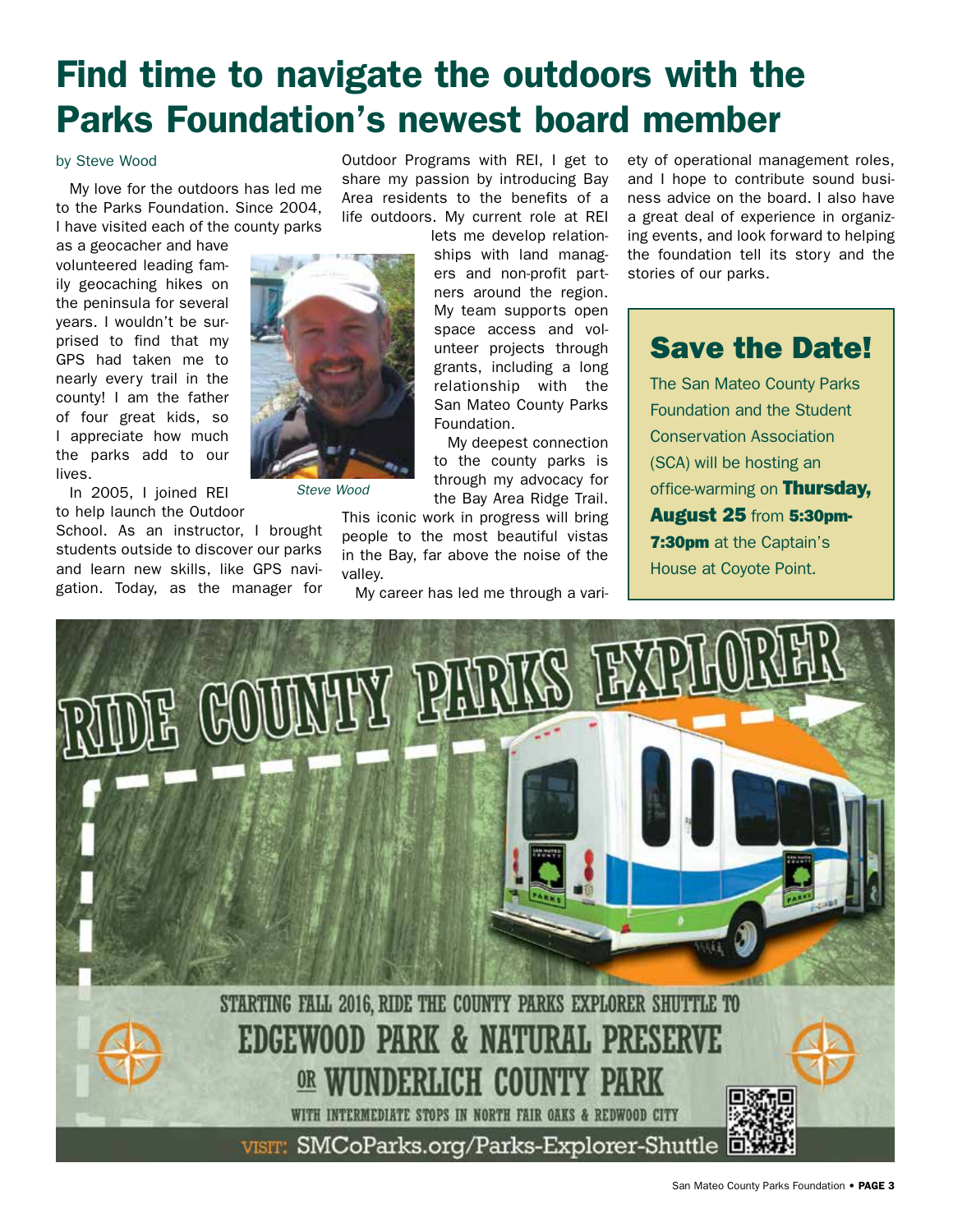# Find time to navigate the outdoors with the Parks Foundation's newest board member

by Steve Wood

My love for the outdoors has led me to the Parks Foundation. Since 2004, I have visited each of the county parks as a geocacher and have volunteered leading family geocaching hikes on the peninsula for several years. I wouldn't be surprised to find that my GPS had taken me to nearly every trail in the county! I am the father of four great kids, so I appreciate how much the parks add to our lives.

Steve Wood

In 2005, I joined REI to help launch the Outdoor School. As an instructor, I brought students outside to discover our parks and learn new skills, like GPS navigation. Today, as the manager for Outdoor Programs with REI, I get to share my passion by introducing Bay Area residents to the benefits of a life outdoors. My current role at REI lets me develop relationships with land managers and non-profit partners around the region. My team supports open space access and volunteer projects through grants, including a long relationship with the San Mateo County Parks Foundation.

My deepest connection to the county parks is through my advocacy for the Bay Area Ridge Trail. This iconic work in progress will bring people to the most beautiful vistas in the Bay, far above the noise of the valley.

My career has led me through a variety of operational management roles, and I hope to contribute sound business advice on the board. I also have a great deal of experience in organizing events, and look forward to helping the foundation tell its story and the stories of our parks.

## Save the Date!

The San Mateo County Parks Foundation and the Student Conservation Association (SCA) will be hosting an office-warming on **Thursday, August 25** from **5:30pm-7:30pm** at the Captain's House at Coyote Point.

# RIDE COUNTY PARKS EXPLORER

STARTING FALL 2016, RIDE THE COUNTY PARKS EXPLORER SHUTTLE TO

**EDGEWOOD PARK & NATURAL PRESERVE**

OR **WUNDERLICH COUNTY PARK**

WITH INTERMEDIATE STOPS IN NORTH FAIR OAKS & REDWOOD CITY

VISIT: SMCoParks.org/Parks-Explorer-Shuttle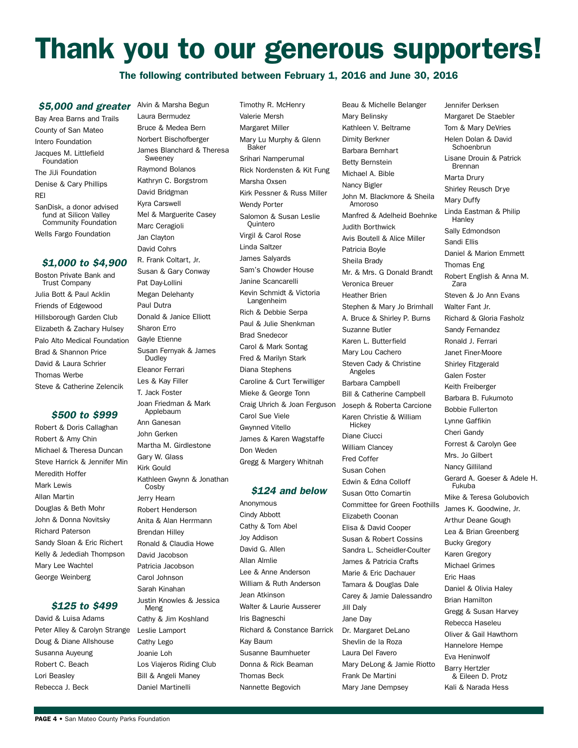# Thank you to our generous supporters!

**The following contributed between February 1, 2016 and June 30, 2016**

### *$5,000 and greater*

Bay Area Barns and Trails
County of San Mateo
Intero Foundation
Jacques M. Littlefield Foundation
The JiJi Foundation
Denise & Cary Phillips
REI
SanDisk, a donor advised fund at Silicon Valley Community Foundation
Wells Fargo Foundation

### *$1,000 to $4,900*

Boston Private Bank and Trust Company
Julia Bott & Paul Acklin
Friends of Edgewood
Hillsborough Garden Club
Elizabeth & Zachary Hulsey
Palo Alto Medical Foundation
Brad & Shannon Price
David & Laura Schrier
Thomas Werbe
Steve & Catherine Zelencik

### *$500 to $999*

Robert & Doris Callaghan
Robert & Amy Chin
Michael & Theresa Duncan
Steve Harrick & Jennifer Min
Meredith Hoffer
Mark Lewis
Allan Martin
Douglas & Beth Mohr
John & Donna Novitsky
Richard Paterson
Sandy Sloan & Eric Richert
Kelly & Jedediah Thompson
Mary Lee Wachtel
George Weinberg

### *$125 to $499*

David & Luisa Adams
Peter Alley & Carolyn Strange
Doug & Diane Allshouse
Susanna Auyeung
Robert C. Beach
Lori Beasley
Rebecca J. Beck
Alvin & Marsha Begun
Laura Bermudez
Bruce & Medea Bern
Norbert Bischofberger
James Blanchard & Theresa Sweeney
Raymond Bolanos
Kathryn C. Borgstrom
David Bridgman
Kyra Carswell
Mel & Marguerite Casey
Marc Ceragioli
Jan Clayton
David Cohrs
R. Frank Coltart, Jr.
Susan & Gary Conway
Pat Day-Lollini
Megan Delehanty
Paul Dutra
Donald & Janice Elliott
Sharon Erro
Gayle Etienne
Susan Fernyak & James Dudley
Eleanor Ferrari
Les & Kay Filler
T. Jack Foster
Joan Friedman & Mark Applebaum
Ann Ganesan
John Gerken
Martha M. Girdlestone
Gary W. Glass
Kirk Gould
Kathleen Gwynn & Jonathan Cosby
Jerry Hearn
Robert Henderson
Anita & Alan Herrmann
Brendan Hilley
Ronald & Claudia Howe
David Jacobson
Patricia Jacobson
Carol Johnson
Sarah Kinahan
Justin Knowles & Jessica Meng
Cathy & Jim Koshland
Leslie Lamport
Cathy Lego
Joanie Loh
Los Viajeros Riding Club
Bill & Angeli Maney
Daniel Martinelli
Timothy R. McHenry
Valerie Mersh
Margaret Miller
Mary Lu Murphy & Glenn Baker
Srihari Namperumal
Rick Nordensten & Kit Fung
Marsha Oxsen
Kirk Pessner & Russ Miller
Wendy Porter
Salomon & Susan Leslie Quintero
Virgil & Carol Rose
Linda Saltzer
James Salyards
Sam's Chowder House
Janine Scancarelli
Kevin Schmidt & Victoria Langenheim
Rich & Debbie Serpa
Paul & Julie Shenkman
Brad Snedecor
Carol & Mark Sontag
Fred & Marilyn Stark
Diana Stephens
Caroline & Curt Terwilliger
Mieke & George Tonn
Craig Uhrich & Joan Ferguson
Carol Sue Viele
Gwynned Vitello
James & Karen Wagstaffe
Don Weden
Gregg & Margery Whitnah

### *$124 and below*

Anonymous
Cindy Abbott
Cathy & Tom Abel
Joy Addison
David G. Allen
Allan Almlie
Lee & Anne Anderson
William & Ruth Anderson
Jean Atkinson
Walter & Laurie Ausserer
Iris Bagneschi
Richard & Constance Barrick
Kay Baum
Susanne Baumhueter
Donna & Rick Beaman
Thomas Beck
Nannette Begovich
Beau & Michelle Belanger
Mary Belinsky
Kathleen V. Beltrame
Dimity Berkner
Barbara Bernhart
Betty Bernstein
Michael A. Bible
Nancy Bigler
John M. Blackmore & Sheila Amoroso
Manfred & Adelheid Boehnke
Judith Borthwick
Avis Boutell & Alice Miller
Patricia Boyle
Sheila Brady
Mr. & Mrs. G Donald Brandt
Veronica Breuer
Heather Brien
Stephen & Mary Jo Brimhall
A. Bruce & Shirley P. Burns
Suzanne Butler
Karen L. Butterfield
Mary Lou Cachero
Steven Cady & Christine Angeles
Barbara Campbell
Bill & Catherine Campbell
Joseph & Roberta Carcione
Karen Christie & William Hickey
Diane Ciucci
William Clancey
Fred Coffer
Susan Cohen
Edwin & Edna Colloff
Susan Otto Comartin
Committee for Green Foothills
Elizabeth Coonan
Elisa & David Cooper
Susan & Robert Cossins
Sandra L. Scheidler-Coulter
James & Patricia Crafts
Marie & Eric Dachauer
Tamara & Douglas Dale
Carey & Jamie Dalessandro
Jill Daly
Jane Day
Dr. Margaret DeLano
Shevlin de la Roza
Laura Del Favero
Mary DeLong & Jamie Riotto
Frank De Martini
Mary Jane Dempsey
Jennifer Derksen
Margaret De Staebler
Tom & Mary DeVries
Helen Dolan & David Schoenbrun
Lisane Drouin & Patrick Brennan
Marta Drury
Shirley Reusch Drye
Mary Duffy
Linda Eastman & Philip Hanley
Sally Edmondson
Sandi Ellis
Daniel & Marion Emmett
Thomas Eng
Robert English & Anna M. Zara
Steven & Jo Ann Evans
Walter Fant Jr.
Richard & Gloria Fasholz
Sandy Fernandez
Ronald J. Ferrari
Janet Finer-Moore
Shirley Fitzgerald
Galen Foster
Keith Freiberger
Barbara B. Fukumoto
Bobbie Fullerton
Lynne Gaffikin
Cheri Gandy
Forrest & Carolyn Gee
Mrs. Jo Gilbert
Nancy Gilliland
Gerard A. Goeser & Adele H. Fukuba
Mike & Teresa Golubovich
James K. Goodwine, Jr.
Arthur Deane Gough
Lea & Brian Greenberg
Bucky Gregory
Karen Gregory
Michael Grimes
Eric Haas
Daniel & Olivia Haley
Brian Hamilton
Gregg & Susan Harvey
Rebecca Haseleu
Oliver & Gail Hawthorn
Hannelore Hempe
Eva Heninwolf
Barry Hertzler & Eileen D. Protz
Kali & Narada Hess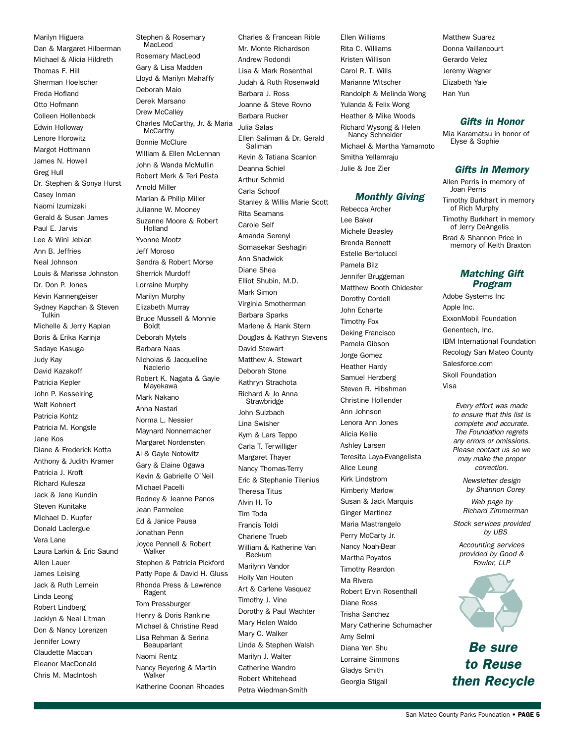Marilyn Higuera
Dan & Margaret Hilberman
Michael & Alicia Hildreth
Thomas F. Hill
Sherman Hoelscher
Freda Hofland
Otto Hofmann
Colleen Hollenbeck
Edwin Holloway
Lenore Horowitz
Margot Hottmann
James N. Howell
Greg Hull
Dr. Stephen & Sonya Hurst
Casey Inman
Naomi Izumizaki
Gerald & Susan James
Paul E. Jarvis
Lee & Wini Jebian
Ann B. Jeffries
Neal Johnson
Louis & Marissa Johnston
Dr. Don P. Jones
Kevin Kannengeiser
Sydney Kapchan & Steven Tulkin
Michelle & Jerry Kaplan
Boris & Erika Karinja
Sadaye Kasuga
Judy Kay
David Kazakoff
Patricia Kepler
John P. Kesselring
Walt Kohnert
Patricia Kohtz
Patricia M. Kongsle
Jane Kos
Diane & Frederick Kotta
Anthony & Judith Kramer
Patricia J. Kroft
Richard Kulesza
Jack & Jane Kundin
Steven Kunitake
Michael D. Kupfer
Donald Laclergue
Vera Lane
Laura Larkin & Eric Saund
Allen Lauer
James Leising
Jack & Ruth Lemein
Linda Leong
Robert Lindberg
Jacklyn & Neal Litman
Don & Nancy Lorenzen
Jennifer Lowry
Claudette Maccan
Eleanor MacDonald
Chris M. MacIntosh
Stephen & Rosemary MacLeod
Rosemary MacLeod
Gary & Lisa Madden
Lloyd & Marilyn Mahaffy
Deborah Maio
Derek Marsano
Drew McCalley
Charles McCarthy, Jr. & Maria McCarthy
Bonnie McClure
William & Ellen McLennan
John & Wanda McMullin
Robert Merk & Teri Pesta
Arnold Miller
Marian & Philip Miller
Julianne W. Mooney
Suzanne Moore & Robert Holland
Yvonne Mootz
Jeff Moroso
Sandra & Robert Morse
Sherrick Murdoff
Lorraine Murphy
Marilyn Murphy
Elizabeth Murray
Bruce Mussell & Monnie Boldt
Deborah Mytels
Barbara Naas
Nicholas & Jacqueline Naclerio
Robert K. Nagata & Gayle Mayekawa
Mark Nakano
Anna Nastari
Norma L. Nessier
Maynard Nonnemacher
Margaret Nordensten
Al & Gayle Notowitz
Gary & Elaine Ogawa
Kevin & Gabrielle O'Neil
Michael Pacelli
Rodney & Jeanne Panos
Jean Parmelee
Ed & Janice Pausa
Jonathan Penn
Joyce Pennell & Robert Walker
Stephen & Patricia Pickford
Patty Pope & David H. Gluss
Rhonda Press & Lawrence Ragent
Tom Pressburger
Henry & Doris Rankine
Michael & Christine Read
Lisa Rehman & Serina Beauparlant
Naomi Rentz
Nancy Reyering & Martin Walker
Katherine Coonan Rhoades
Charles & Francean Rible
Mr. Monte Richardson
Andrew Rodondi
Lisa & Mark Rosenthal
Judah & Ruth Rosenwald
Barbara J. Ross
Joanne & Steve Rovno
Barbara Rucker
Julia Salas
Ellen Saliman & Dr. Gerald Saliman
Kevin & Tatiana Scanlon
Deanna Schiel
Arthur Schmid
Carla Schoof
Stanley & Willis Marie Scott
Rita Seamans
Carole Self
Amanda Serenyi
Somasekar Seshagiri
Ann Shadwick
Diane Shea
Elliot Shubin, M.D.
Mark Simon
Virginia Smotherman
Barbara Sparks
Marlene & Hank Stern
Douglas & Kathryn Stevens
David Stewart
Matthew A. Stewart
Deborah Stone
Kathryn Strachota
Richard & Jo Anna Strawbridge
John Sulzbach
Lina Swisher
Kym & Lars Teppo
Carla T. Terwilliger
Margaret Thayer
Nancy Thomas-Terry
Eric & Stephanie Tilenius
Theresa Titus
Alvin H. To
Tim Toda
Francis Toldi
Charlene Trueb
William & Katherine Van Beckum
Marilynn Vandor
Holly Van Houten
Art & Carlene Vasquez
Timothy J. Vine
Dorothy & Paul Wachter
Mary Helen Waldo
Mary C. Walker
Linda & Stephen Walsh
Marilyn J. Walter
Catherine Wandro
Robert Whitehead
Petra Wiedman-Smith
Ellen Williams
Rita C. Williams
Kristen Willison
Carol R. T. Wills
Marianne Witscher
Randolph & Melinda Wong
Yulanda & Felix Wong
Heather & Mike Woods
Richard Wysong & Helen Nancy Schneider
Michael & Martha Yamamoto
Smitha Yellamraju
Julie & Joe Zier

## *Monthly Giving*

Rebecca Archer
Lee Baker
Michele Beasley
Brenda Bennett
Estelle Bertolucci
Pamela Bilz
Jennifer Bruggeman
Matthew Booth Chidester
Dorothy Cordell
John Echarte
Timothy Fox
Deking Francisco
Pamela Gibson
Jorge Gomez
Heather Hardy
Samuel Herzberg
Steven R. Hibshman
Christine Hollender
Ann Johnson
Lenora Ann Jones
Alicia Kellie
Ashley Larsen
Teresita Laya-Evangelista
Alice Leung
Kirk Lindstrom
Kimberly Marlow
Susan & Jack Marquis
Ginger Martinez
Maria Mastrangelo
Perry McCarty Jr.
Nancy Noah-Bear
Martha Poyatos
Timothy Reardon
Ma Rivera
Robert Ervin Rosenthall
Diane Ross
Trisha Sanchez
Mary Catherine Schumacher
Amy Selmi
Diana Yen Shu
Lorraine Simmons
Gladys Smith
Georgia Stigall
Matthew Suarez
Donna Vaillancourt
Gerardo Velez
Jeremy Wagner
Elizabeth Yale
Han Yun

## *Gifts in Honor*

Mia Karamatsu in honor of Elyse & Sophie

## *Gifts in Memory*

Allen Perris in memory of Joan Perris
Timothy Burkhart in memory of Rich Murphy
Timothy Burkhart in memory of Jerry DeAngelis
Brad & Shannon Price in memory of Keith Braxton

## *Matching Gift Program*

Adobe Systems Inc
Apple Inc.
ExxonMobil Foundation
Genentech, Inc.
IBM International Foundation
Recology San Mateo County
Salesforce.com
Skoll Foundation
Visa

*Every effort was made to ensure that this list is complete and accurate. The Foundation regrets any errors or omissions. Please contact us so we may make the proper correction.*

*Newsletter design by Shannon Corey*

*Web page by Richard Zimmerman*

*Stock services provided by UBS*

*Accounting services provided by Good & Fowler, LLP*

***Be sure to Reuse then Recycle***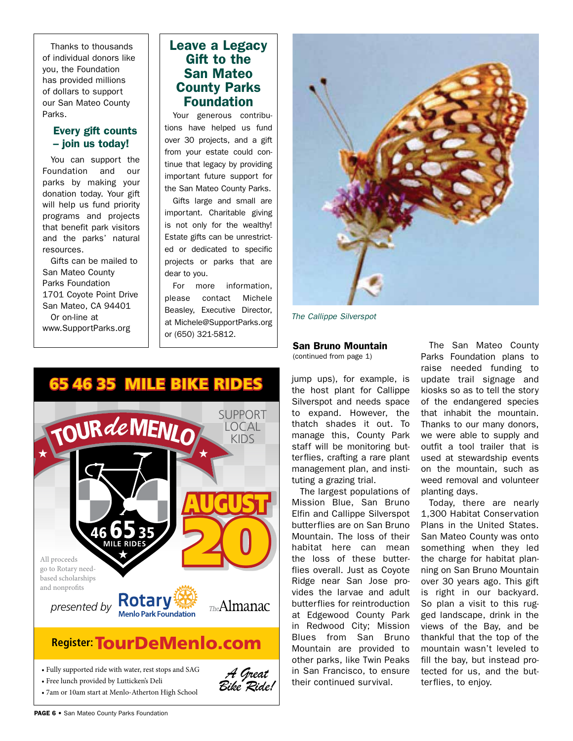Thanks to thousands of individual donors like you, the Foundation has provided millions of dollars to support our San Mateo County Parks.

### Every gift counts – join us today!

You can support the Foundation and our parks by making your donation today. Your gift will help us fund priority programs and projects that benefit park visitors and the parks' natural resources.

Gifts can be mailed to
San Mateo County
Parks Foundation
1701 Coyote Point Drive
San Mateo, CA 94401

Or on-line at
www.SupportParks.org

## Leave a Legacy Gift to the San Mateo County Parks Foundation

Your generous contributions have helped us fund over 30 projects, and a gift from your estate could continue that legacy by providing important future support for the San Mateo County Parks.

Gifts large and small are important. Charitable giving is not only for the wealthy! Estate gifts can be unrestricted or dedicated to specific projects or parks that are dear to you.

For more information, please contact Michele Beasley, Executive Director, at Michele@SupportParks.org or (650) 321-5812.

## 65 46 35 MILE BIKE RIDES

TOUR de MENLO

SUPPORT LOCAL KIDS

46 65 35 MILE RIDES

AUGUST 20

All proceeds go to Rotary need-based scholarships and nonprofits

presented by Rotary Menlo Park Foundation — The Almanac

**Register: TourDeMenlo.com**

- Fully supported ride with water, rest stops and SAG
- Free lunch provided by Lutticken's Deli
- 7am or 10am start at Menlo-Atherton High School

*A Great Bike Ride!*

*The Callippe Silverspot*

### San Bruno Mountain

(continued from page 1)

jump ups), for example, is the host plant for Callippe Silverspot and needs space to expand. However, the thatch shades it out. To manage this, County Park staff will be monitoring butterflies, crafting a rare plant management plan, and instituting a grazing trial.

The largest populations of Mission Blue, San Bruno Elfin and Callippe Silverspot butterflies are on San Bruno Mountain. The loss of their habitat here can mean the loss of these butterflies overall. Just as Coyote Ridge near San Jose provides the larvae and adult butterflies for reintroduction at Edgewood County Park in Redwood City; Mission Blues from San Bruno Mountain are provided to other parks, like Twin Peaks in San Francisco, to ensure their continued survival.

The San Mateo County Parks Foundation plans to raise needed funding to update trail signage and kiosks so as to tell the story of the endangered species that inhabit the mountain. Thanks to our many donors, we were able to supply and outfit a tool trailer that is used at stewardship events on the mountain, such as weed removal and volunteer planting days.

Today, there are nearly 1,300 Habitat Conservation Plans in the United States. San Mateo County was onto something when they led the charge for habitat planning on San Bruno Mountain over 30 years ago. This gift is right in our backyard. So plan a visit to this rugged landscape, drink in the views of the Bay, and be thankful that the top of the mountain wasn't leveled to fill the bay, but instead protected for us, and the butterflies, to enjoy.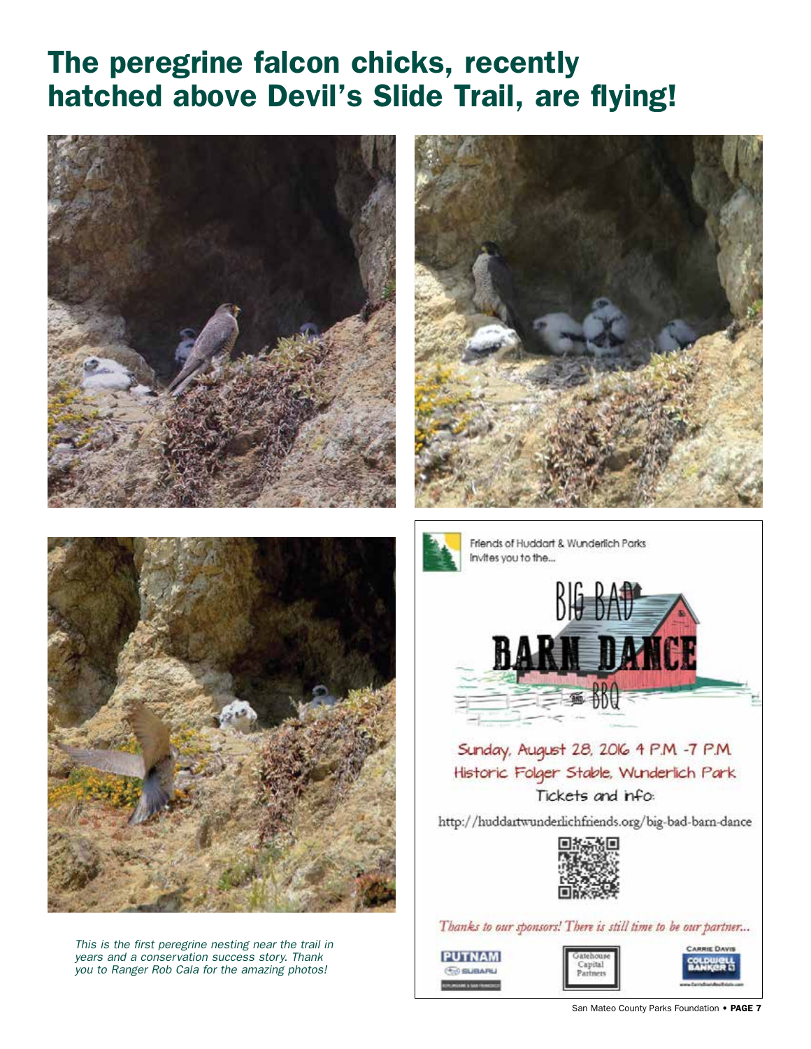# The peregrine falcon chicks, recently hatched above Devil's Slide Trail, are flying!

*This is the first peregrine nesting near the trail in years and a conservation success story. Thank you to Ranger Rob Cala for the amazing photos!*

Friends of Huddart & Wunderlich Parks
Invites you to the...

BIG BAD BARN DANCE and BBQ

Sunday, August 28, 2016 4 P.M -7 P.M
Historic Folger Stable, Wunderlich Park
Tickets and info:

http://huddartwunderlichfriends.org/big-bad-barn-dance

*Thanks to our sponsors! There is still time to be our partner...*

PUTNAM SUBARU

Gatehouse Capital Partners

Carrie Davis Coldwell Banker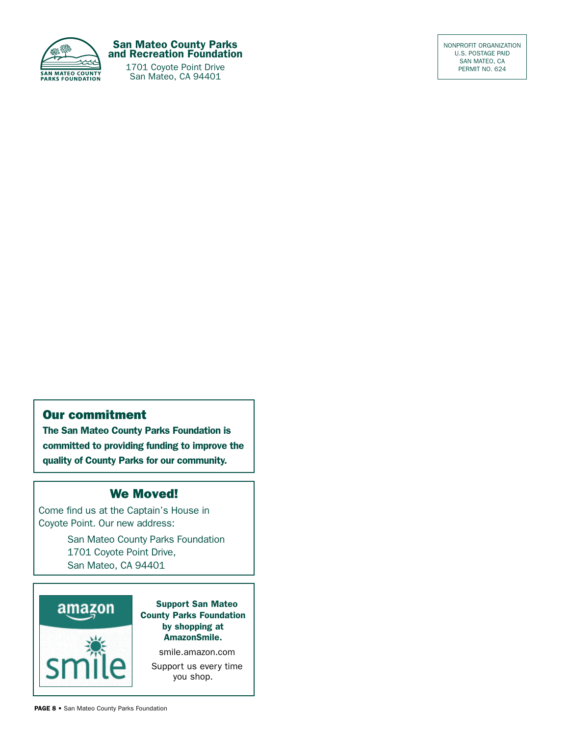San Mateo County Parks and Recreation Foundation
1701 Coyote Point Drive
San Mateo, CA 94401

NONPROFIT ORGANIZATION
U.S. POSTAGE PAID
SAN MATEO, CA
PERMIT NO. 624

## Our commitment

**The San Mateo County Parks Foundation is committed to providing funding to improve the quality of County Parks for our community.**

## We Moved!

Come find us at the Captain's House in Coyote Point. Our new address:

San Mateo County Parks Foundation
1701 Coyote Point Drive,
San Mateo, CA 94401

amazon smile

**Support San Mateo County Parks Foundation by shopping at AmazonSmile.**

smile.amazon.com

Support us every time you shop.